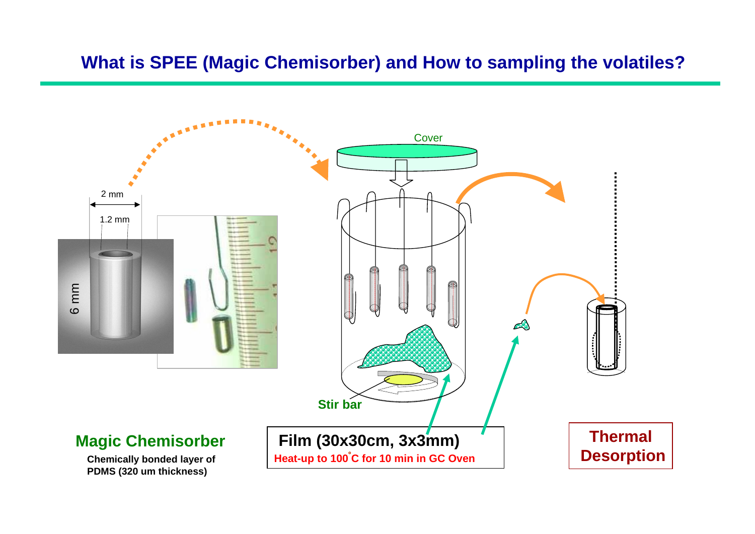# What is SPEE (Magic Chemisorber) and How to sampling the volatiles?

2 mm

1.2 mm

6 mm

Cover

Stir bar

**Magic Chemisorber**

**Chemically bonded layer of PDMS (320 um thickness)**

**Film (30x30cm, 3x3mm)**

**Heat-up to 100°C for 10 min in GC Oven**

**Thermal Desorption**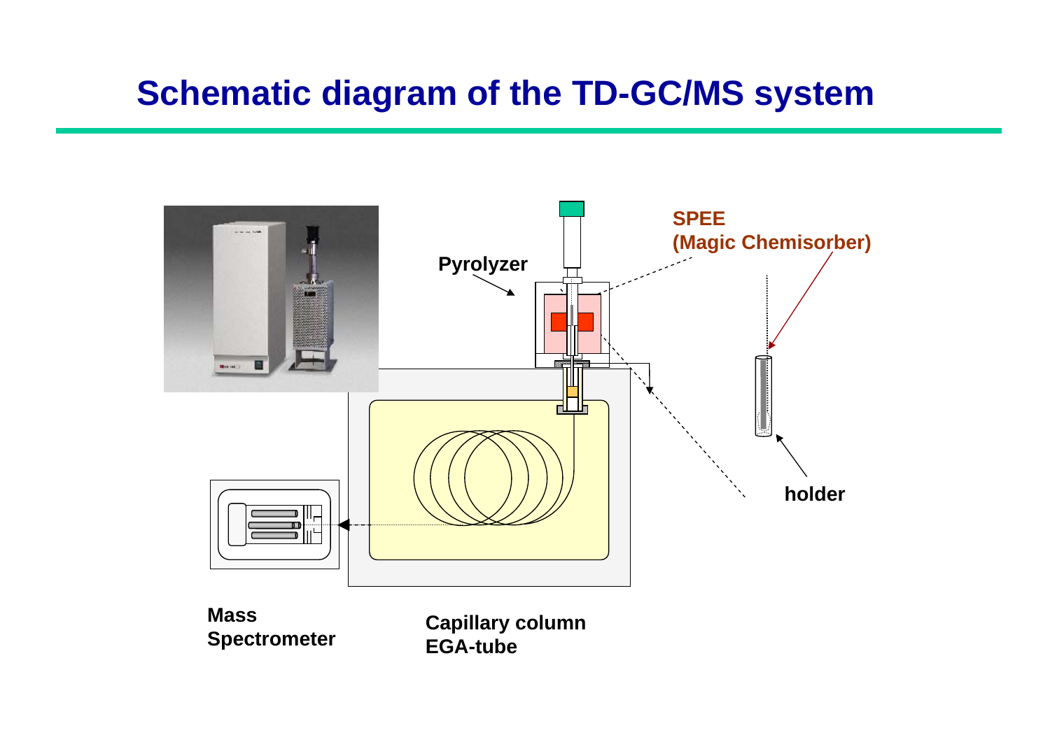# Schematic diagram of the TD-GC/MS system

Pyrolyzer

SPEE
(Magic Chemisorber)

holder

Mass
Spectrometer

Capillary column
EGA-tube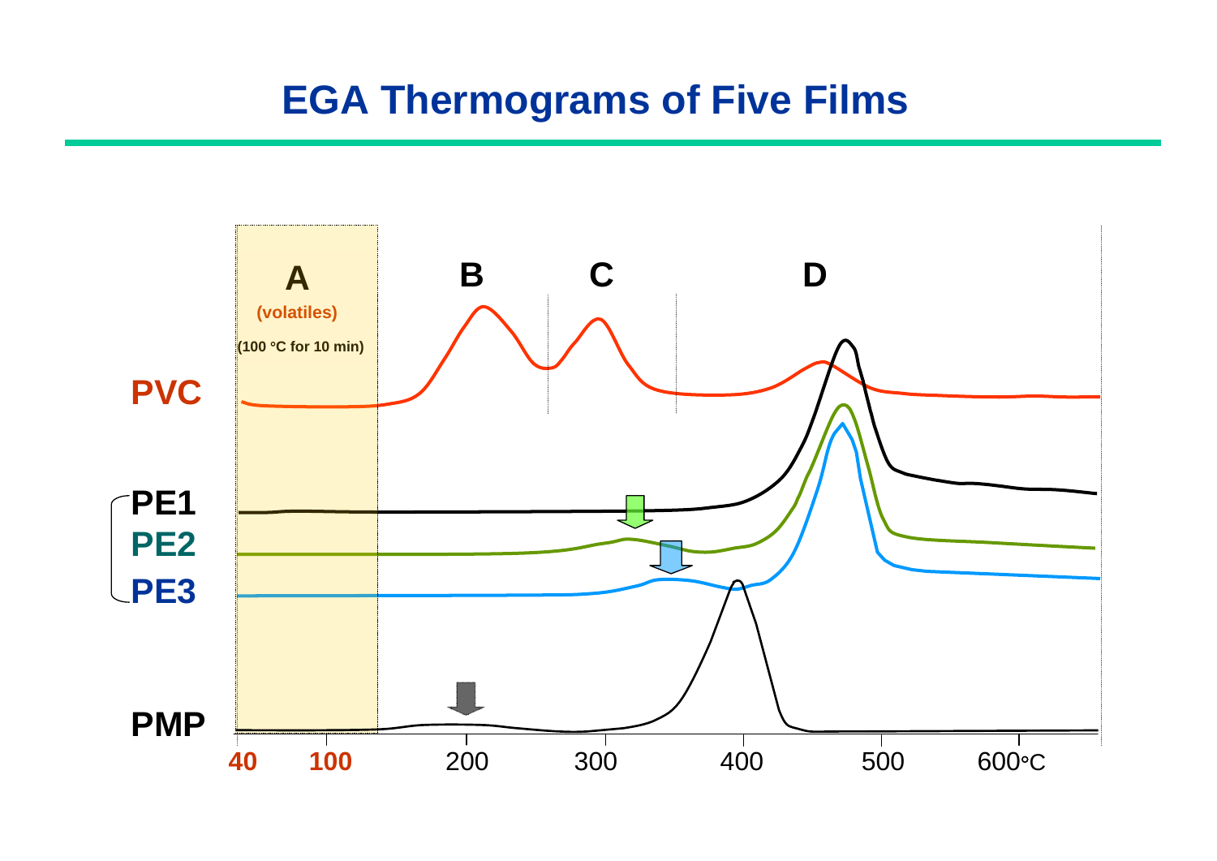# EGA Thermograms of Five Films

A (volatiles) (100 °C for 10 min)

B

C

D

PVC

PE1

PE2

PE3

PMP

40 100 200 300 400 500 600°C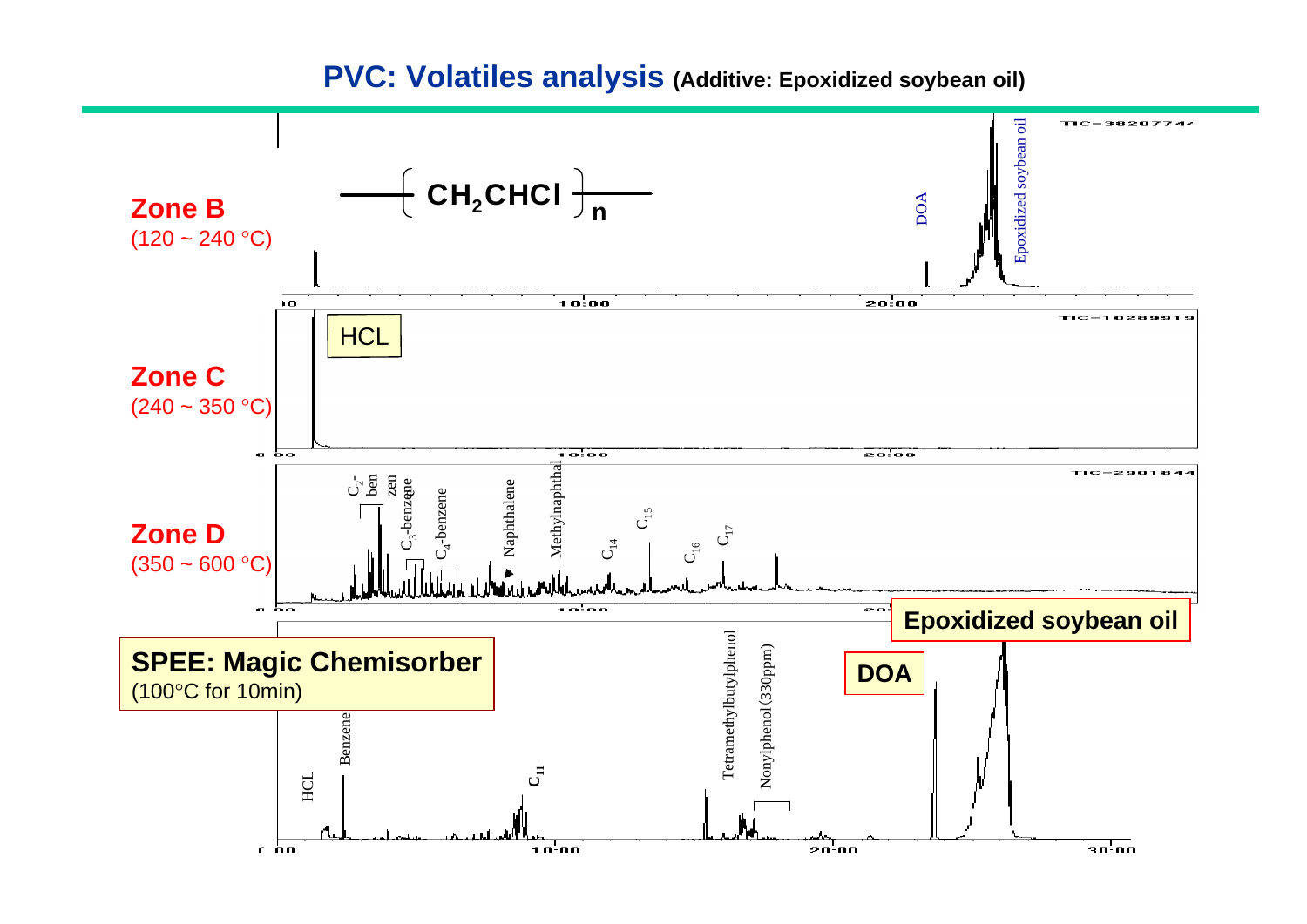# PVC: Volatiles analysis (Additive: Epoxidized soybean oil)

$-\!\!\!\left[ CH_2CHCl \right]_n\!\!-$

**Zone B** (120 ~ 240 °C)

DOA, Epoxidized soybean oil

**Zone C** (240 ~ 350 °C)

HCL

**Zone D** (350 ~ 600 °C)

$C_2$-benzene, $C_3$-benzene, $C_4$-benzene, Naphthalene, Methylnaphthal, $C_{14}$, $C_{15}$, $C_{16}$, $C_{17}$

**SPEE: Magic Chemisorber** (100°C for 10min)

HCL, Benzene, $C_{11}$, Tetramethylbutylphenol, Nonylphenol (330ppm), DOA, Epoxidized soybean oil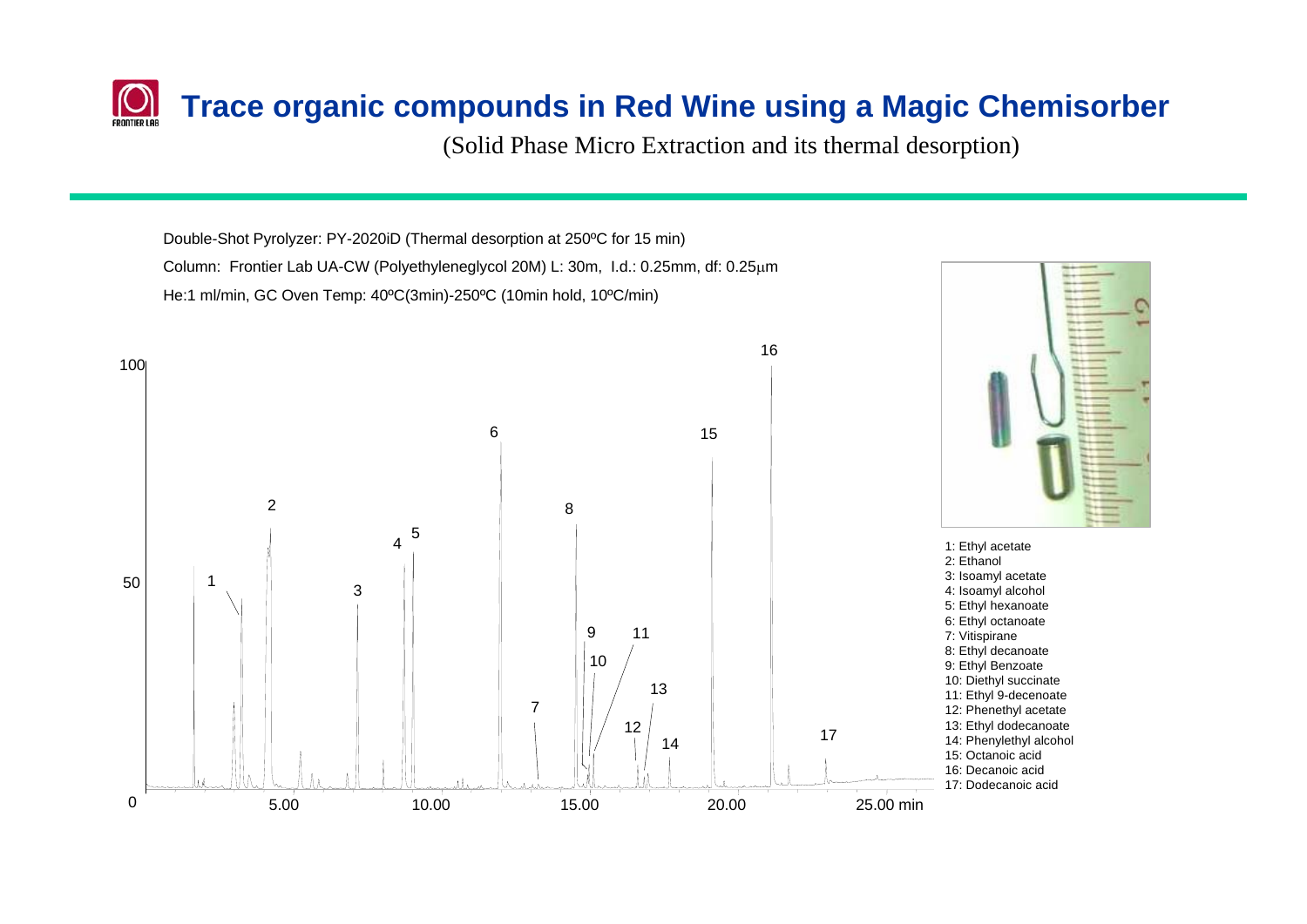# Trace organic compounds in Red Wine using a Magic Chemisorber

(Solid Phase Micro Extraction and its thermal desorption)

Double-Shot Pyrolyzer: PY-2020iD (Thermal desorption at 250ºC for 15 min)

Column: Frontier Lab UA-CW (Polyethyleneglycol 20M) L: 30m, I.d.: 0.25mm, df: 0.25μm

He:1 ml/min, GC Oven Temp: 40ºC(3min)-250ºC (10min hold, 10ºC/min)

1: Ethyl acetate
2: Ethanol
3: Isoamyl acetate
4: Isoamyl alcohol
5: Ethyl hexanoate
6: Ethyl octanoate
7: Vitispirane
8: Ethyl decanoate
9: Ethyl Benzoate
10: Diethyl succinate
11: Ethyl 9-decenoate
12: Phenethyl acetate
13: Ethyl dodecanoate
14: Phenylethyl alcohol
15: Octanoic acid
16: Decanoic acid
17: Dodecanoic acid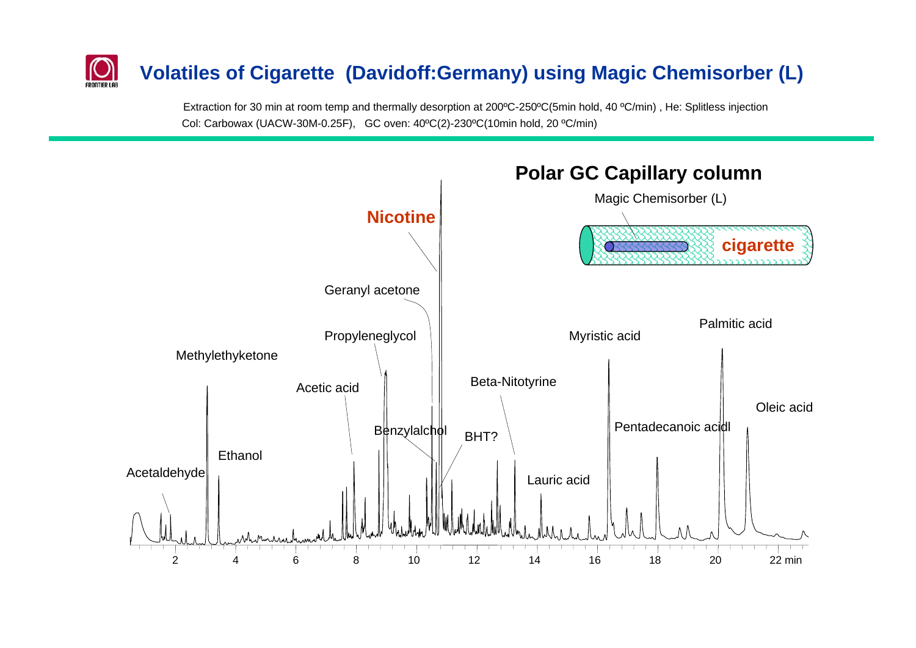# Volatiles of Cigarette (Davidoff:Germany) using Magic Chemisorber (L)

Extraction for 30 min at room temp and thermally desorption at 200ºC-250ºC(5min hold, 40 ºC/min) , He: Splitless injection
Col: Carbowax (UACW-30M-0.25F), GC oven: 40ºC(2)-230ºC(10min hold, 20 ºC/min)

**Polar GC Capillary column**

Magic Chemisorber (L)

cigarette

Nicotine

Geranyl acetone

Propyleneglycol

Methylethyketone

Acetic acid

Benzylalchol

BHT?

Beta-Nitotyrine

Ethanol

Acetaldehyde

Lauric acid

Myristic acid

Pentadecanoic acidl

Palmitic acid

Oleic acid

2 4 6 8 10 12 14 16 18 20 22 min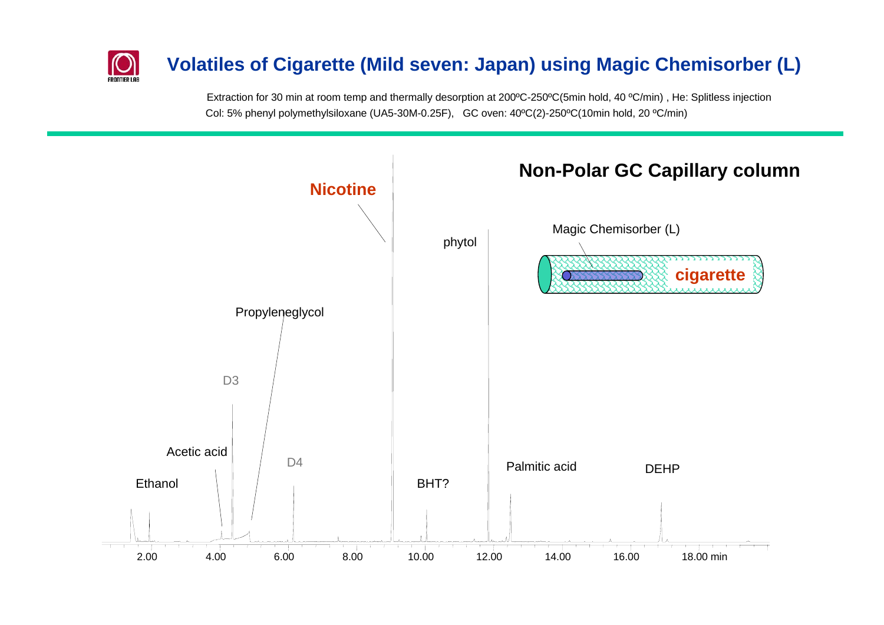# Volatiles of Cigarette (Mild seven: Japan) using Magic Chemisorber (L)

Extraction for 30 min at room temp and thermally desorption at 200ºC-250ºC(5min hold, 40 ºC/min) , He: Splitless injection
Col: 5% phenyl polymethylsiloxane (UA5-30M-0.25F), GC oven: 40ºC(2)-250ºC(10min hold, 20 ºC/min)

**Non-Polar GC Capillary column**

Magic Chemisorber (L)

**cigarette**

Nicotine

phytol

Propyleneglycol

D3

Acetic acid

D4

Ethanol

BHT?

Palmitic acid

DEHP

2.00 4.00 6.00 8.00 10.00 12.00 14.00 16.00 18.00 min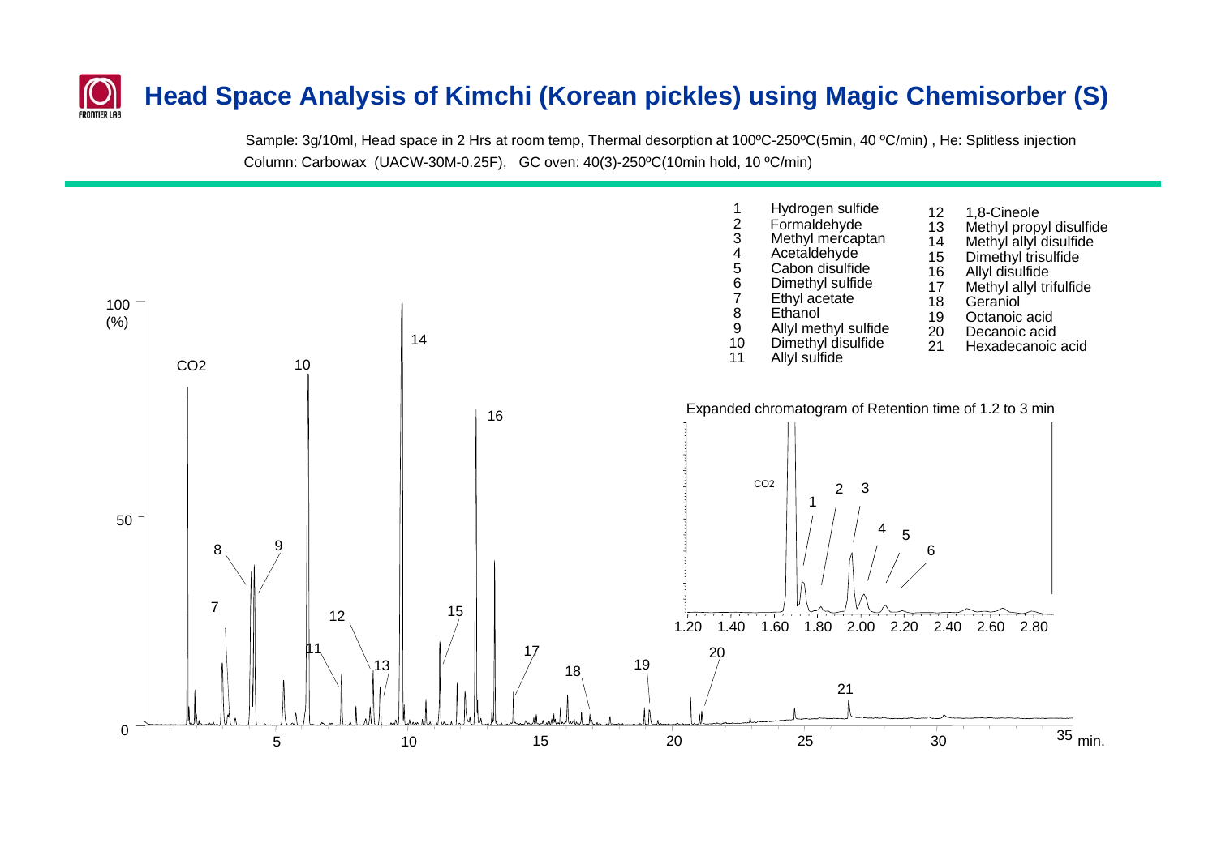# Head Space Analysis of Kimchi (Korean pickles) using Magic Chemisorber (S)

Sample: 3g/10ml, Head space in 2 Hrs at room temp, Thermal desorption at 100ºC-250ºC(5min, 40 ºC/min) , He: Splitless injection
Column: Carbowax (UACW-30M-0.25F), GC oven: 40(3)-250ºC(10min hold, 10 ºC/min)

1. Hydrogen sulfide
2. Formaldehyde
3. Methyl mercaptan
4. Acetaldehyde
5. Cabon disulfide
6. Dimethyl sulfide
7. Ethyl acetate
8. Ethanol
9. Allyl methyl sulfide
10. Dimethyl disulfide
11. Allyl sulfide
12. 1,8-Cineole
13. Methyl propyl disulfide
14. Methyl allyl disulfide
15. Dimethyl trisulfide
16. Allyl disulfide
17. Methyl allyl trifulfide
18. Geraniol
19. Octanoic acid
20. Decanoic acid
21. Hexadecanoic acid

Expanded chromatogram of Retention time of 1.2 to 3 min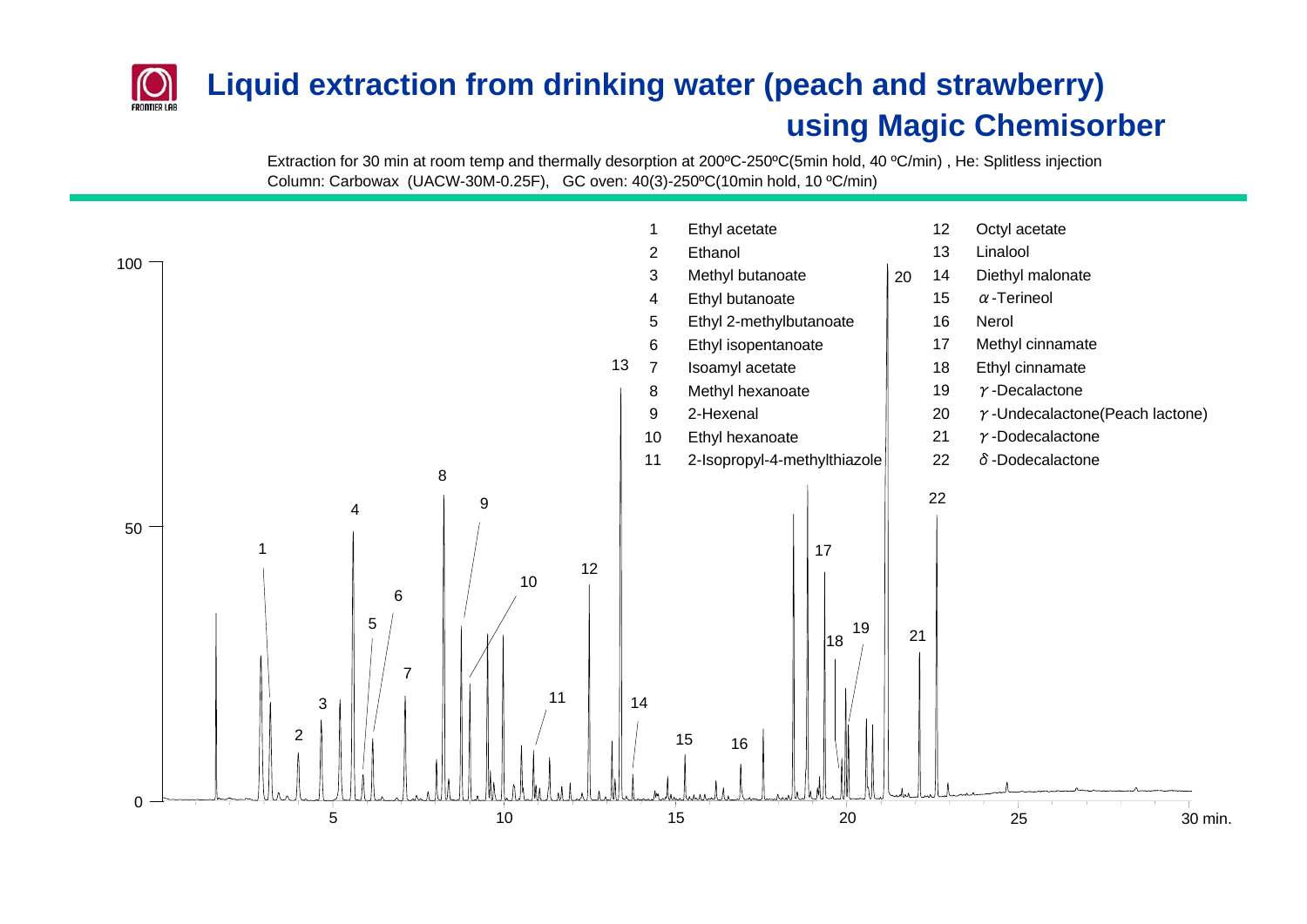# Liquid extraction from drinking water (peach and strawberry) using Magic Chemisorber

Extraction for 30 min at room temp and thermally desorption at 200ºC-250ºC(5min hold, 40 ºC/min) , He: Splitless injection
Column: Carbowax (UACW-30M-0.25F), GC oven: 40(3)-250ºC(10min hold, 10 ºC/min)

| No. | Compound | No. | Compound |
|---|---|---|---|
| 1 | Ethyl acetate | 12 | Octyl acetate |
| 2 | Ethanol | 13 | Linalool |
| 3 | Methyl butanoate | 14 | Diethyl malonate |
| 4 | Ethyl butanoate | 15 | $\alpha$-Terineol |
| 5 | Ethyl 2-methylbutanoate | 16 | Nerol |
| 6 | Ethyl isopentanoate | 17 | Methyl cinnamate |
| 7 | Isoamyl acetate | 18 | Ethyl cinnamate |
| 8 | Methyl hexanoate | 19 | $\gamma$-Decalactone |
| 9 | 2-Hexenal | 20 | $\gamma$-Undecalactone(Peach lactone) |
| 10 | Ethyl hexanoate | 21 | $\gamma$-Dodecalactone |
| 11 | 2-Isopropyl-4-methylthiazole | 22 | $\delta$-Dodecalactone |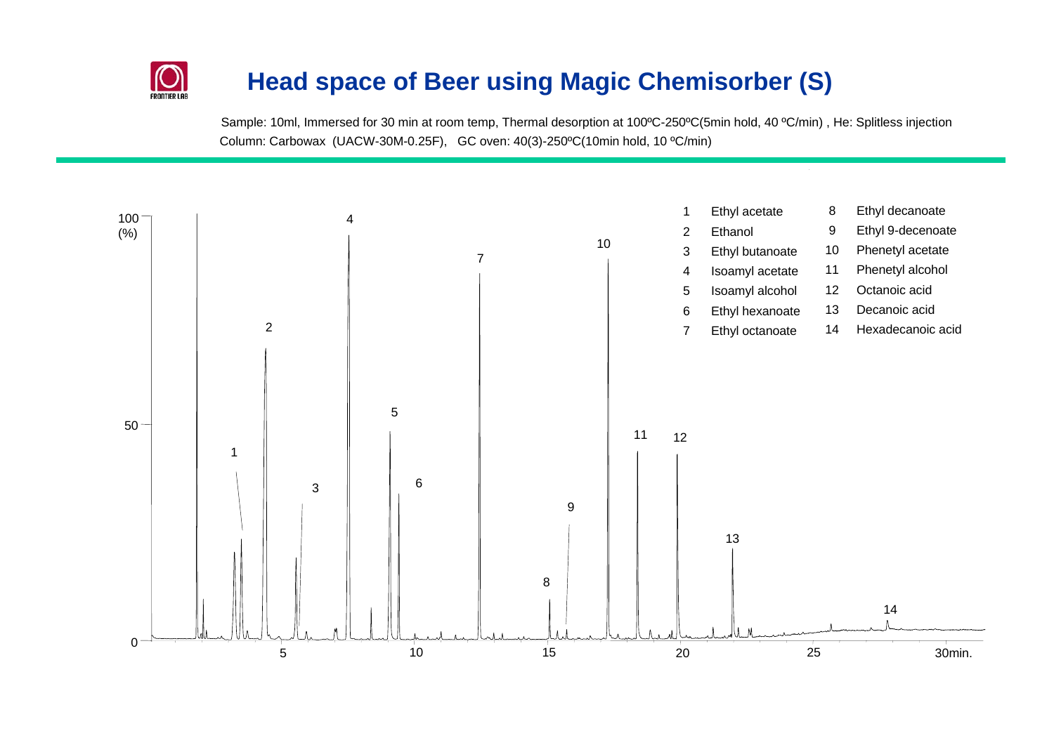# Head space of Beer using Magic Chemisorber (S)

Sample: 10ml, Immersed for 30 min at room temp, Thermal desorption at 100ºC-250ºC(5min hold, 40 ºC/min) , He: Splitless injection
Column: Carbowax (UACW-30M-0.25F), GC oven: 40(3)-250ºC(10min hold, 10 ºC/min)

| No. | Compound | No. | Compound |
|---|---|---|---|
| 1 | Ethyl acetate | 8 | Ethyl decanoate |
| 2 | Ethanol | 9 | Ethyl 9-decenoate |
| 3 | Ethyl butanoate | 10 | Phenetyl acetate |
| 4 | Isoamyl acetate | 11 | Phenetyl alcohol |
| 5 | Isoamyl alcohol | 12 | Octanoic acid |
| 6 | Ethyl hexanoate | 13 | Decanoic acid |
| 7 | Ethyl octanoate | 14 | Hexadecanoic acid |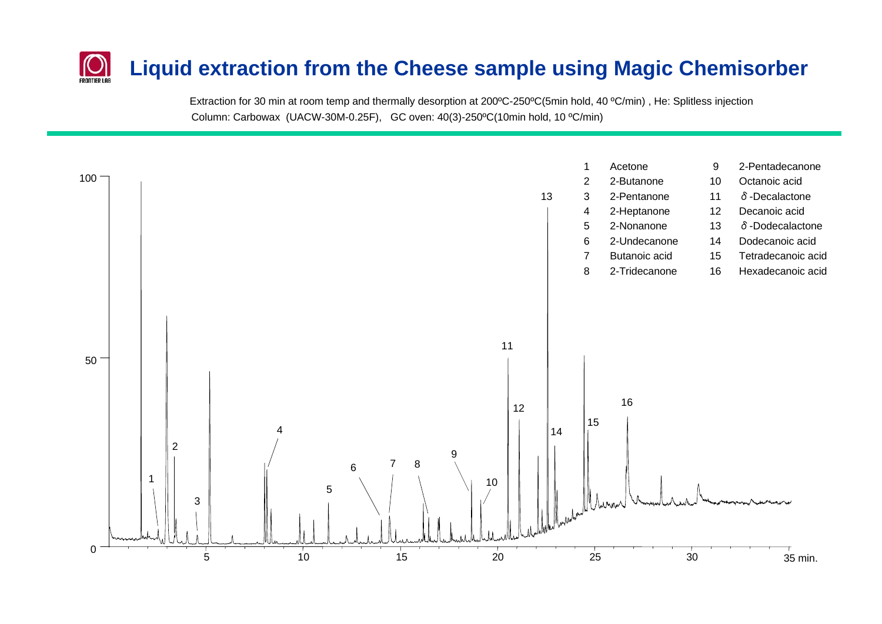# Liquid extraction from the Cheese sample using Magic Chemisorber

Extraction for 30 min at room temp and thermally desorption at 200ºC-250ºC(5min hold, 40 ºC/min) , He: Splitless injection
Column: Carbowax (UACW-30M-0.25F), GC oven: 40(3)-250ºC(10min hold, 10 ºC/min)

| No. | Compound | No. | Compound |
|---|---|---|---|
| 1 | Acetone | 9 | 2-Pentadecanone |
| 2 | 2-Butanone | 10 | Octanoic acid |
| 3 | 2-Pentanone | 11 | $\delta$-Decalactone |
| 4 | 2-Heptanone | 12 | Decanoic acid |
| 5 | 2-Nonanone | 13 | $\delta$-Dodecalactone |
| 6 | 2-Undecanone | 14 | Dodecanoic acid |
| 7 | Butanoic acid | 15 | Tetradecanoic acid |
| 8 | 2-Tridecanone | 16 | Hexadecanoic acid |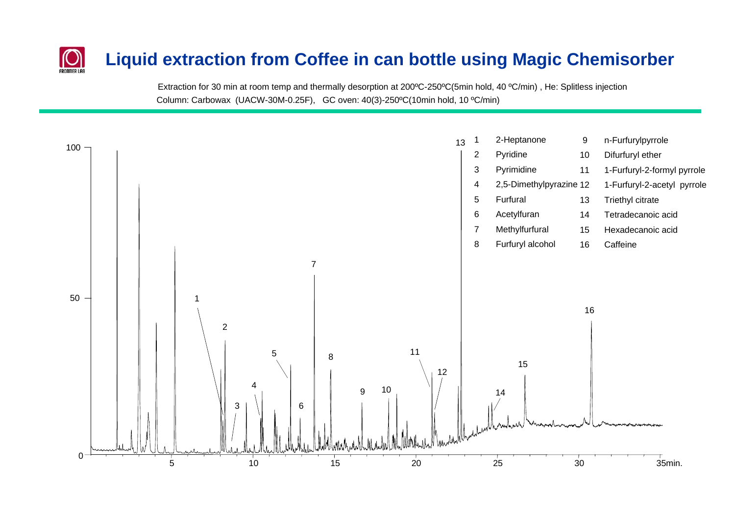# Liquid extraction from Coffee in can bottle using Magic Chemisorber

Extraction for 30 min at room temp and thermally desorption at 200ºC-250ºC(5min hold, 40 ºC/min) , He: Splitless injection
Column: Carbowax (UACW-30M-0.25F), GC oven: 40(3)-250ºC(10min hold, 10 ºC/min)

| No. | Compound | No. | Compound |
|---|---|---|---|
| 1 | 2-Heptanone | 9 | n-Furfurylpyrrole |
| 2 | Pyridine | 10 | Difurfuryl ether |
| 3 | Pyrimidine | 11 | 1-Furfuryl-2-formyl pyrrole |
| 4 | 2,5-Dimethylpyrazine | 12 | 1-Furfuryl-2-acetyl pyrrole |
| 5 | Furfural | 13 | Triethyl citrate |
| 6 | Acetylfuran | 14 | Tetradecanoic acid |
| 7 | Methylfurfural | 15 | Hexadecanoic acid |
| 8 | Furfuryl alcohol | 16 | Caffeine |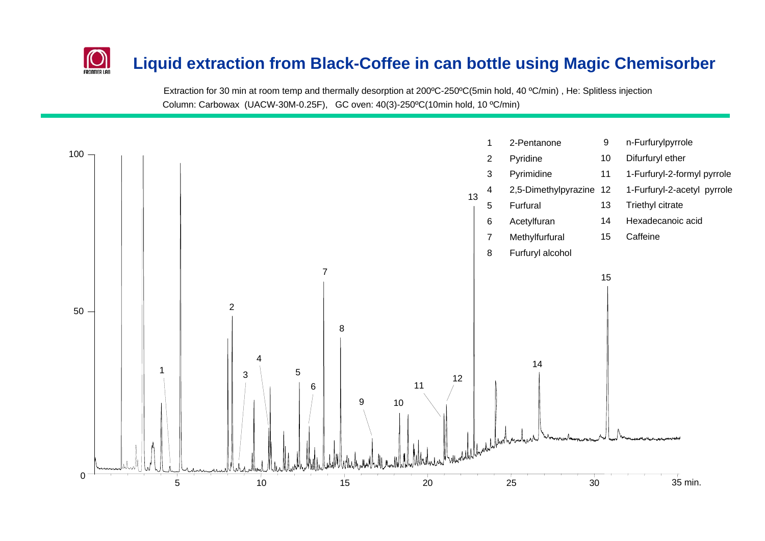# Liquid extraction from Black-Coffee in can bottle using Magic Chemisorber

Extraction for 30 min at room temp and thermally desorption at 200ºC-250ºC(5min hold, 40 ºC/min) , He: Splitless injection
Column: Carbowax (UACW-30M-0.25F), GC oven: 40(3)-250ºC(10min hold, 10 ºC/min)

| No. | Compound | No. | Compound |
|---|---|---|---|
| 1 | 2-Pentanone | 9 | n-Furfurylpyrrole |
| 2 | Pyridine | 10 | Difurfuryl ether |
| 3 | Pyrimidine | 11 | 1-Furfuryl-2-formyl pyrrole |
| 4 | 2,5-Dimethylpyrazine | 12 | 1-Furfuryl-2-acetyl pyrrole |
| 5 | Furfural | 13 | Triethyl citrate |
| 6 | Acetylfuran | 14 | Hexadecanoic acid |
| 7 | Methylfurfural | 15 | Caffeine |
| 8 | Furfuryl alcohol | | |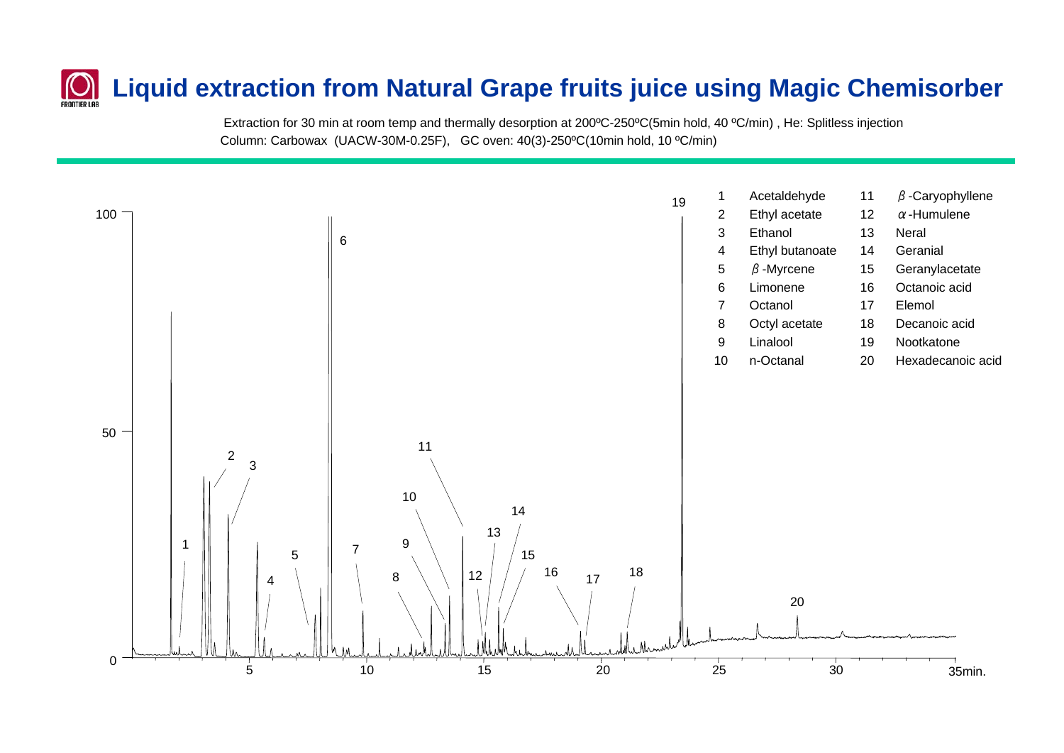# Liquid extraction from Natural Grape fruits juice using Magic Chemisorber

Extraction for 30 min at room temp and thermally desorption at 200ºC-250ºC(5min hold, 40 ºC/min) , He: Splitless injection
Column: Carbowax (UACW-30M-0.25F), GC oven: 40(3)-250ºC(10min hold, 10 ºC/min)

| No. | Compound | No. | Compound |
|---|---|---|---|
| 1 | Acetaldehyde | 11 | β-Caryophyllene |
| 2 | Ethyl acetate | 12 | α-Humulene |
| 3 | Ethanol | 13 | Neral |
| 4 | Ethyl butanoate | 14 | Geranial |
| 5 | β-Myrcene | 15 | Geranylacetate |
| 6 | Limonene | 16 | Octanoic acid |
| 7 | Octanol | 17 | Elemol |
| 8 | Octyl acetate | 18 | Decanoic acid |
| 9 | Linalool | 19 | Nootkatone |
| 10 | n-Octanal | 20 | Hexadecanoic acid |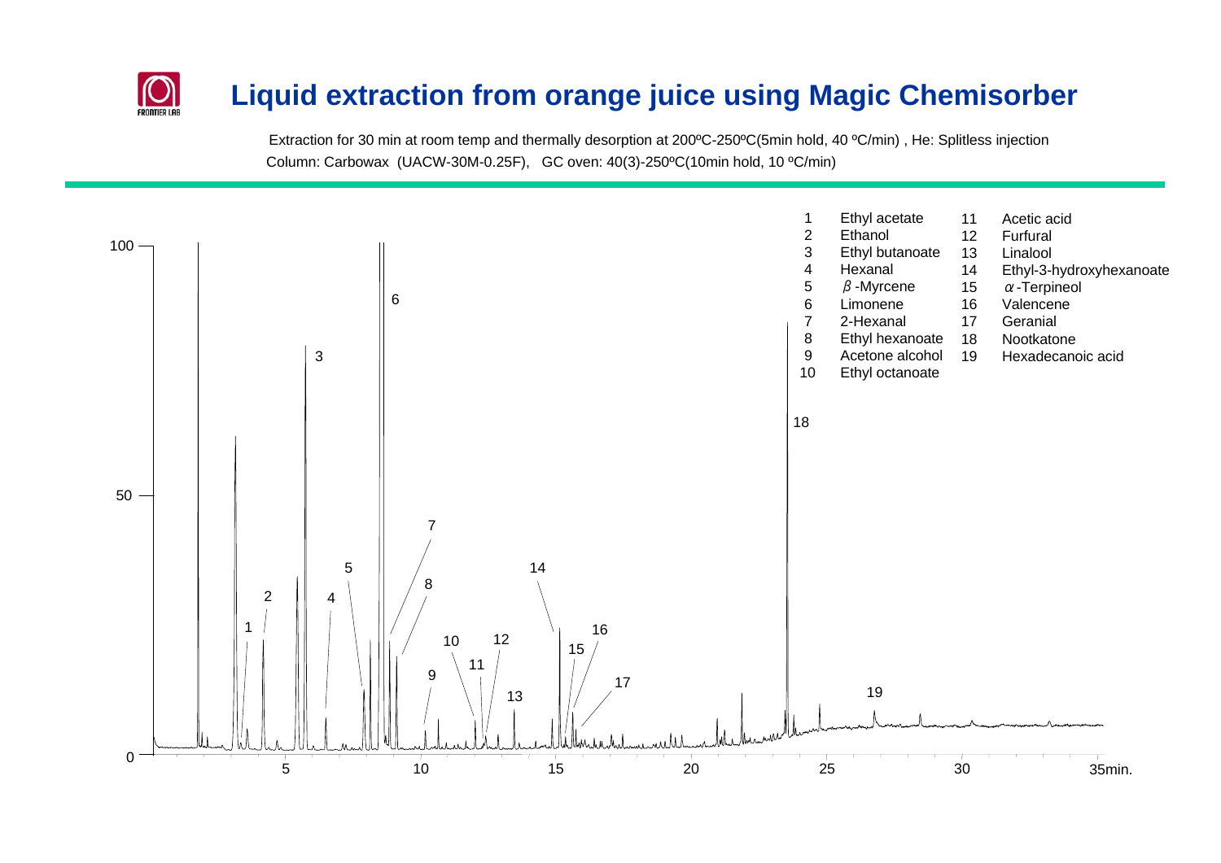# Liquid extraction from orange juice using Magic Chemisorber

Extraction for 30 min at room temp and thermally desorption at 200ºC-250ºC(5min hold, 40 ºC/min) , He: Splitless injection
Column: Carbowax (UACW-30M-0.25F), GC oven: 40(3)-250ºC(10min hold, 10 ºC/min)

| No. | Compound | No. | Compound |
| --- | --- | --- | --- |
| 1 | Ethyl acetate | 11 | Acetic acid |
| 2 | Ethanol | 12 | Furfural |
| 3 | Ethyl butanoate | 13 | Linalool |
| 4 | Hexanal | 14 | Ethyl-3-hydroxyhexanoate |
| 5 | $\beta$-Myrcene | 15 | $\alpha$-Terpineol |
| 6 | Limonene | 16 | Valencene |
| 7 | 2-Hexanal | 17 | Geranial |
| 8 | Ethyl hexanoate | 18 | Nootkatone |
| 9 | Acetone alcohol | 19 | Hexadecanoic acid |
| 10 | Ethyl octanoate | | |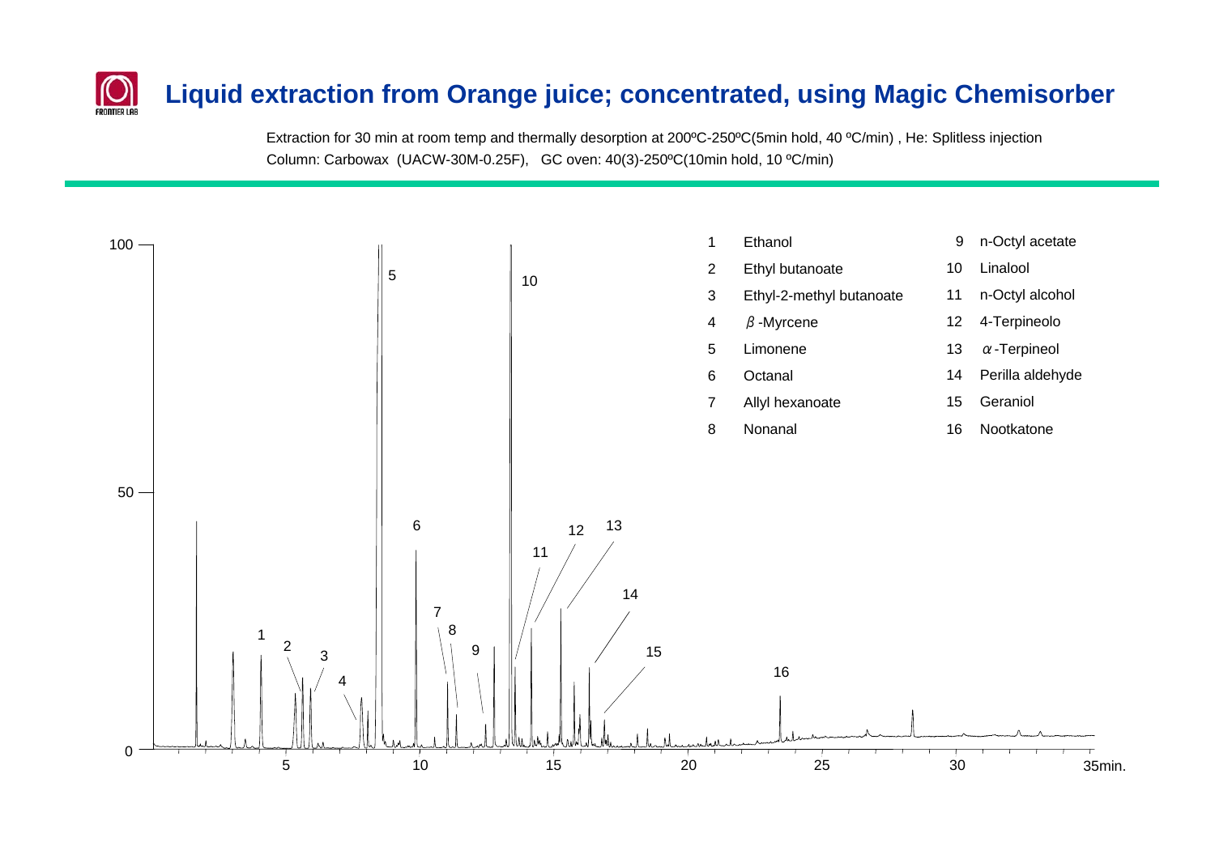# Liquid extraction from Orange juice; concentrated, using Magic Chemisorber

Extraction for 30 min at room temp and thermally desorption at 200ºC-250ºC(5min hold, 40 ºC/min) , He: Splitless injection
Column: Carbowax (UACW-30M-0.25F), GC oven: 40(3)-250ºC(10min hold, 10 ºC/min)

| No. | Compound | No. | Compound |
|---|---|---|---|
| 1 | Ethanol | 9 | n-Octyl acetate |
| 2 | Ethyl butanoate | 10 | Linalool |
| 3 | Ethyl-2-methyl butanoate | 11 | n-Octyl alcohol |
| 4 | $\beta$-Myrcene | 12 | 4-Terpineolo |
| 5 | Limonene | 13 | $\alpha$-Terpineol |
| 6 | Octanal | 14 | Perilla aldehyde |
| 7 | Allyl hexanoate | 15 | Geraniol |
| 8 | Nonanal | 16 | Nootkatone |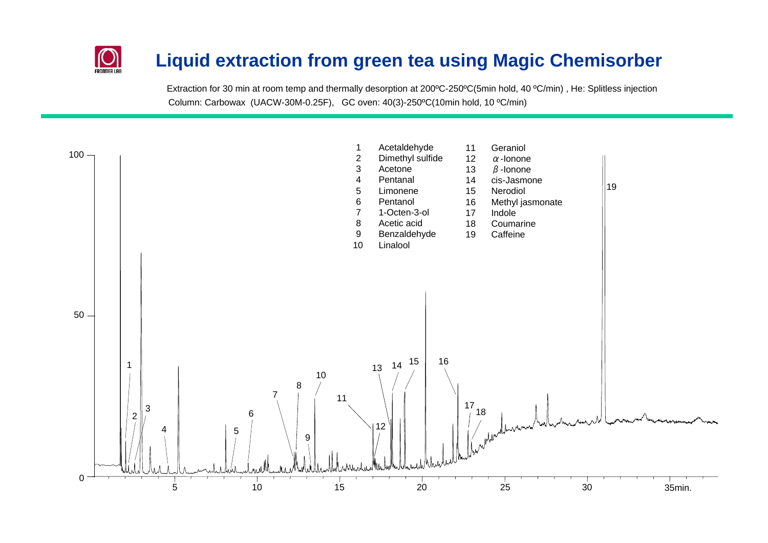# Liquid extraction from green tea using Magic Chemisorber

Extraction for 30 min at room temp and thermally desorption at 200ºC-250ºC(5min hold, 40 ºC/min) , He: Splitless injection
Column: Carbowax (UACW-30M-0.25F), GC oven: 40(3)-250ºC(10min hold, 10 ºC/min)

| No. | Compound | No. | Compound |
|---|---|---|---|
| 1 | Acetaldehyde | 11 | Geraniol |
| 2 | Dimethyl sulfide | 12 | α-Ionone |
| 3 | Acetone | 13 | β-Ionone |
| 4 | Pentanal | 14 | cis-Jasmone |
| 5 | Limonene | 15 | Nerodiol |
| 6 | Pentanol | 16 | Methyl jasmonate |
| 7 | 1-Octen-3-ol | 17 | Indole |
| 8 | Acetic acid | 18 | Coumarine |
| 9 | Benzaldehyde | 19 | Caffeine |
| 10 | Linalool | | |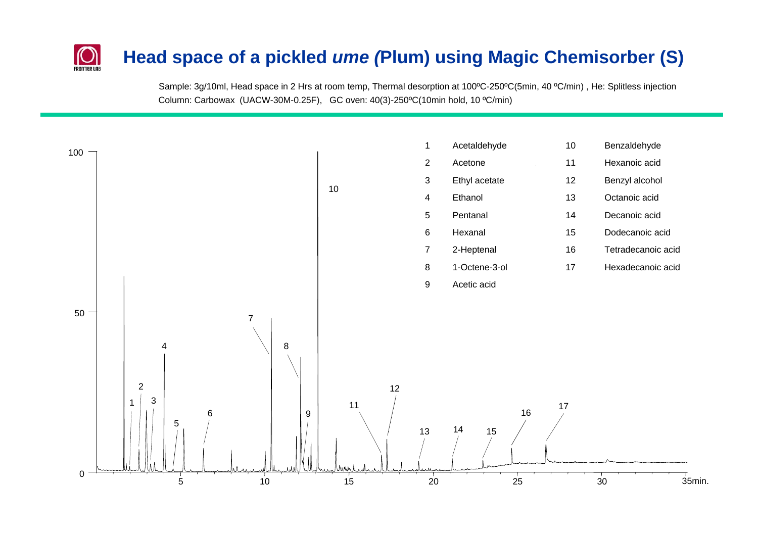# Head space of a pickled *ume (*Plum) using Magic Chemisorber (S)

Sample: 3g/10ml, Head space in 2 Hrs at room temp, Thermal desorption at 100ºC-250ºC(5min, 40 ºC/min) , He: Splitless injection
Column: Carbowax (UACW-30M-0.25F), GC oven: 40(3)-250ºC(10min hold, 10 ºC/min)

| No. | Compound | No. | Compound |
|---|---|---|---|
| 1 | Acetaldehyde | 10 | Benzaldehyde |
| 2 | Acetone | 11 | Hexanoic acid |
| 3 | Ethyl acetate | 12 | Benzyl alcohol |
| 4 | Ethanol | 13 | Octanoic acid |
| 5 | Pentanal | 14 | Decanoic acid |
| 6 | Hexanal | 15 | Dodecanoic acid |
| 7 | 2-Heptenal | 16 | Tetradecanoic acid |
| 8 | 1-Octene-3-ol | 17 | Hexadecanoic acid |
| 9 | Acetic acid | | |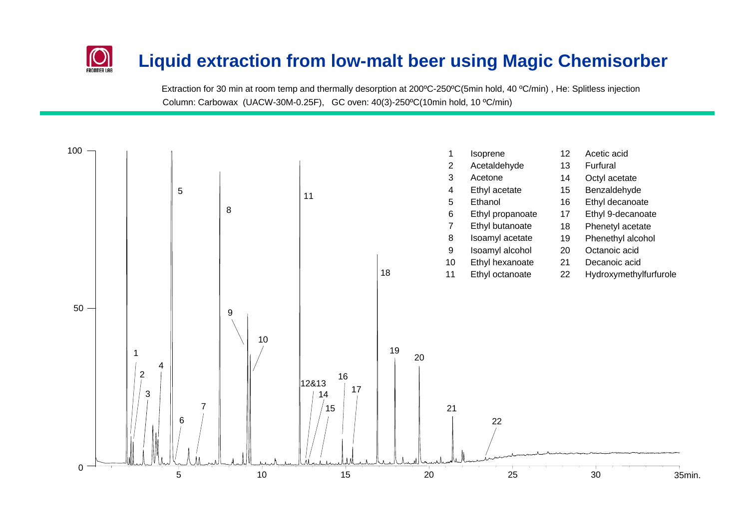# Liquid extraction from low-malt beer using Magic Chemisorber

Extraction for 30 min at room temp and thermally desorption at 200ºC-250ºC(5min hold, 40 ºC/min) , He: Splitless injection
Column: Carbowax (UACW-30M-0.25F), GC oven: 40(3)-250ºC(10min hold, 10 ºC/min)

| No. | Compound | No. | Compound |
|---|---|---|---|
| 1 | Isoprene | 12 | Acetic acid |
| 2 | Acetaldehyde | 13 | Furfural |
| 3 | Acetone | 14 | Octyl acetate |
| 4 | Ethyl acetate | 15 | Benzaldehyde |
| 5 | Ethanol | 16 | Ethyl decanoate |
| 6 | Ethyl propanoate | 17 | Ethyl 9-decanoate |
| 7 | Ethyl butanoate | 18 | Phenetyl acetate |
| 8 | Isoamyl acetate | 19 | Phenethyl alcohol |
| 9 | Isoamyl alcohol | 20 | Octanoic acid |
| 10 | Ethyl hexanoate | 21 | Decanoic acid |
| 11 | Ethyl octanoate | 22 | Hydroxymethylfurfurole |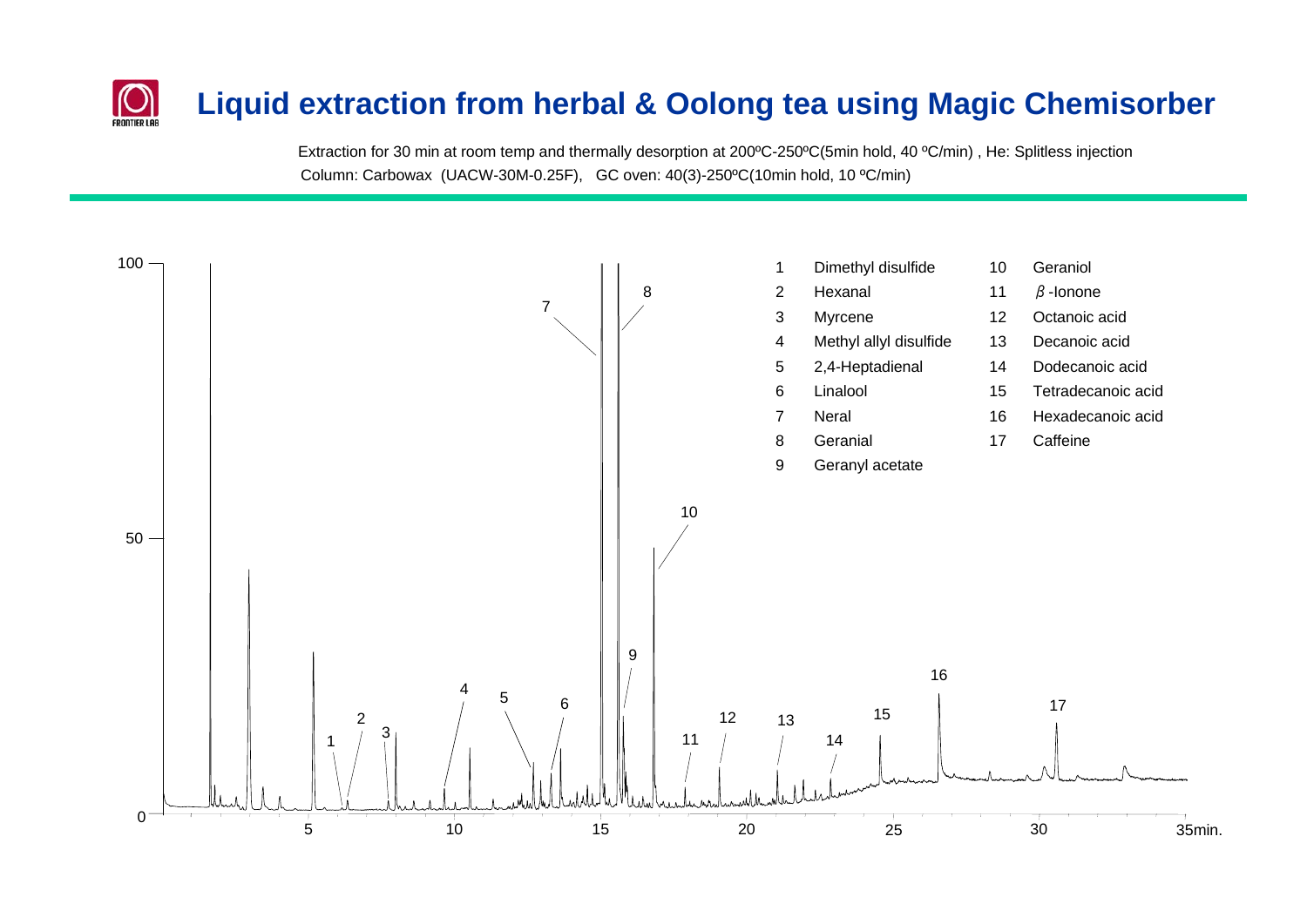# Liquid extraction from herbal & Oolong tea using Magic Chemisorber

Extraction for 30 min at room temp and thermally desorption at 200ºC-250ºC(5min hold, 40 ºC/min) , He: Splitless injection
Column: Carbowax (UACW-30M-0.25F), GC oven: 40(3)-250ºC(10min hold, 10 ºC/min)

| | | | |
|---|---|---|---|
| 1 | Dimethyl disulfide | 10 | Geraniol |
| 2 | Hexanal | 11 | β-Ionone |
| 3 | Myrcene | 12 | Octanoic acid |
| 4 | Methyl allyl disulfide | 13 | Decanoic acid |
| 5 | 2,4-Heptadienal | 14 | Dodecanoic acid |
| 6 | Linalool | 15 | Tetradecanoic acid |
| 7 | Neral | 16 | Hexadecanoic acid |
| 8 | Geranial | 17 | Caffeine |
| 9 | Geranyl acetate | | |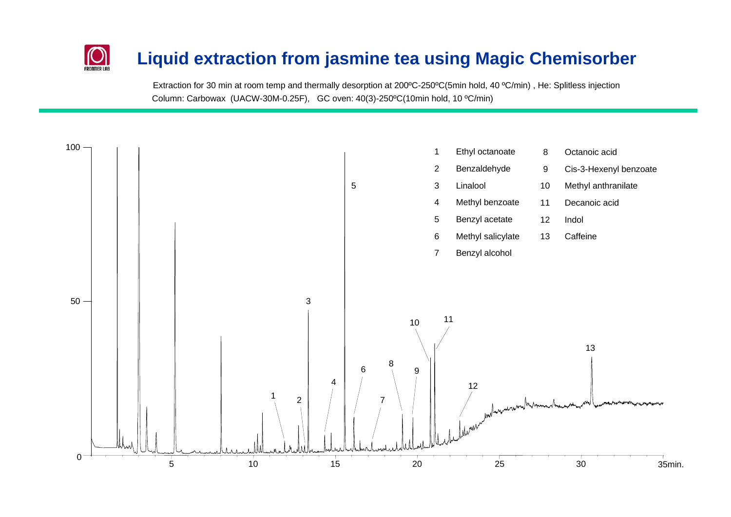# Liquid extraction from jasmine tea using Magic Chemisorber

Extraction for 30 min at room temp and thermally desorption at 200ºC-250ºC(5min hold, 40 ºC/min) , He: Splitless injection
Column: Carbowax (UACW-30M-0.25F), GC oven: 40(3)-250ºC(10min hold, 10 ºC/min)

1 Ethyl octanoate
2 Benzaldehyde
3 Linalool
4 Methyl benzoate
5 Benzyl acetate
6 Methyl salicylate
7 Benzyl alcohol
8 Octanoic acid
9 Cis-3-Hexenyl benzoate
10 Methyl anthranilate
11 Decanoic acid
12 Indol
13 Caffeine

0
50
100

5
10
15
20
25
30
35min.